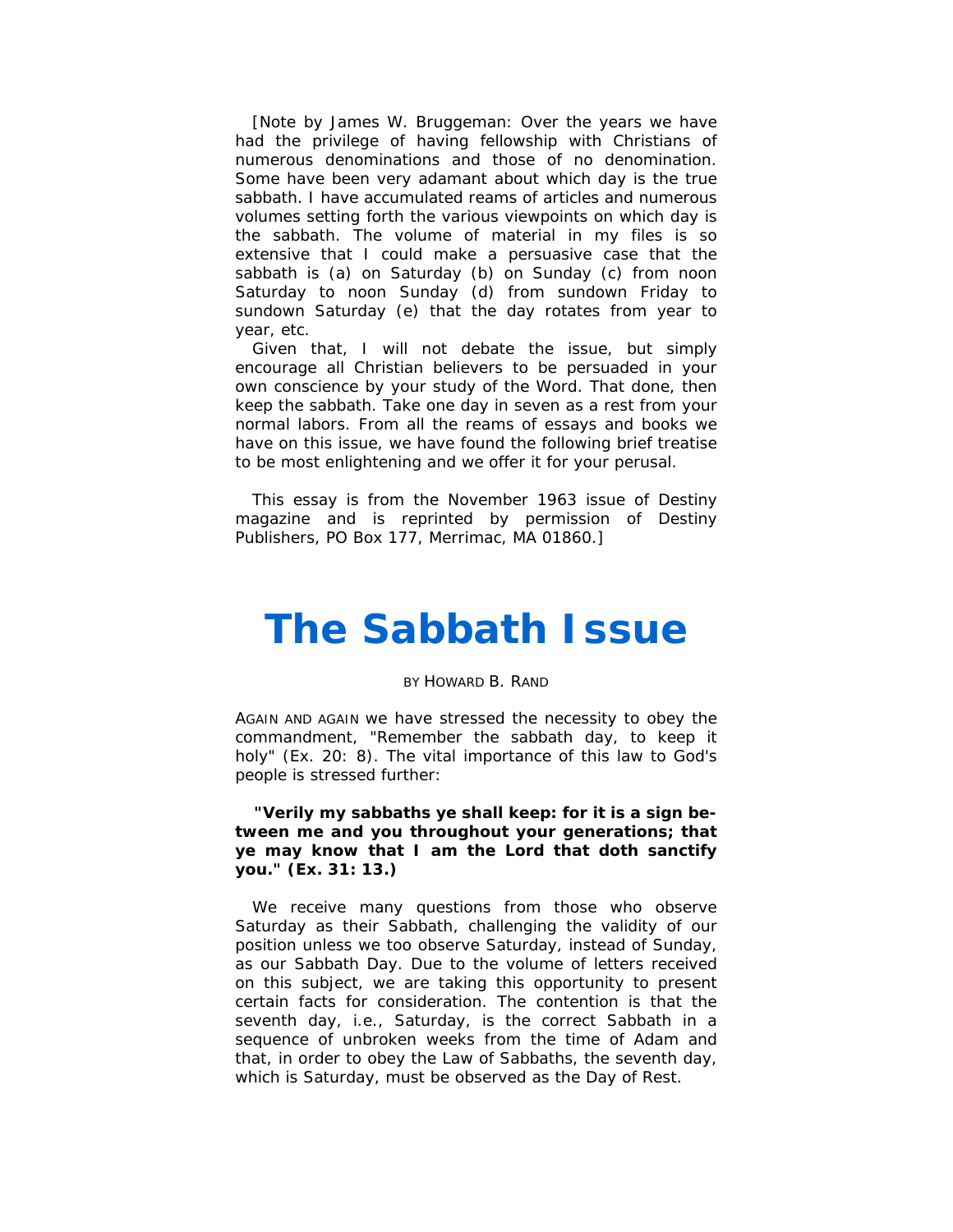[Note by James W. Bruggeman: Over the years we have had the privilege of having fellowship with Christians of numerous denominations and those of no denomination. Some have been very adamant about which day is the true sabbath. I have accumulated reams of articles and numerous volumes setting forth the various viewpoints on which day is the sabbath. The volume of material in my files is so extensive that I could make a persuasive case that the sabbath is (a) on Saturday (b) on Sunday (c) from noon Saturday to noon Sunday (d) from sundown Friday to sundown Saturday (e) that the day rotates from year to year, etc.

Given that, I will not debate the issue, but simply encourage all Christian believers to be persuaded in your own conscience by your study of the Word. That done, then keep the sabbath. Take one day in seven as a rest from your normal labors. From all the reams of essays and books we have on this issue, we have found the following brief treatise to be most enlightening and we offer it for your perusal.

This essay is from the November 1963 issue of Destiny magazine and is reprinted by permission of Destiny Publishers, PO Box 177, Merrimac, MA 01860.]

# The Sabbath Issue

BY HOWARD B. RAND

AGAIN AND AGAIN we have stressed the necessity to obey the commandment, "Remember the sabbath day, to keep it holy" (Ex. 20: 8). The vital importance of this law to God's people is stressed further:

**"Verily my sabbaths ye shall keep: for it is a sign between me and you throughout your generations; that ye may know that I am the Lord that doth sanctify you." (Ex. 31: 13.)**

We receive many questions from those who observe Saturday as their Sabbath, challenging the validity of our position unless we too observe Saturday, instead of Sunday, as our Sabbath Day. Due to the volume of letters received on this subject, we are taking this opportunity to present certain facts for consideration. The contention is that the seventh day, i.e., Saturday, is the correct Sabbath in a sequence of unbroken weeks from the time of Adam and that, in order to obey the Law of Sabbaths, the seventh day, which is Saturday, must be observed as the Day of Rest.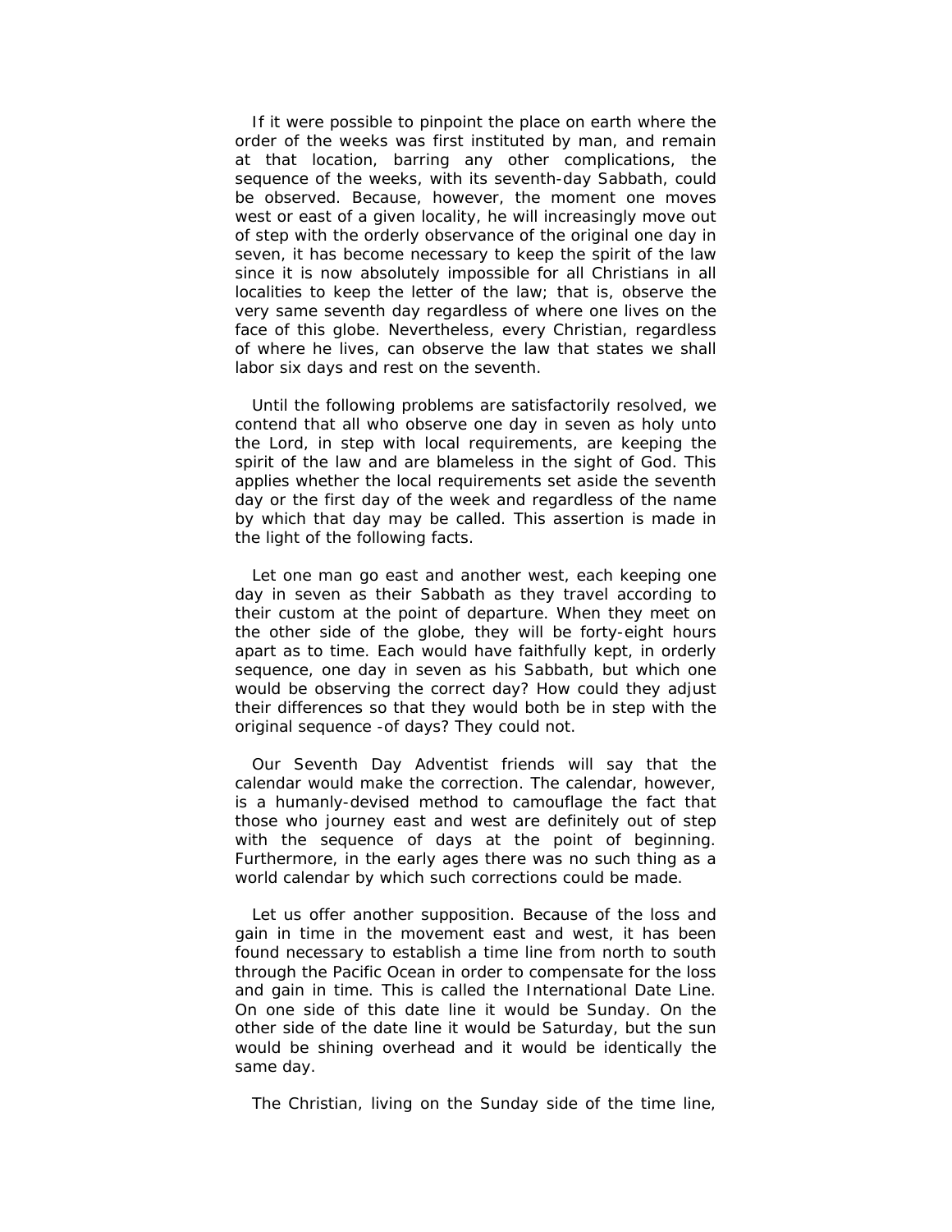If it were possible to pinpoint the place on earth where the order of the weeks was first instituted by man, and remain at that location, barring any other complications, the sequence of the weeks, with its seventh-day Sabbath, could be observed. Because, however, the moment one moves west or east of a given locality, he will increasingly move out of step with the orderly observance of the original one day in seven, it has become necessary to keep the spirit of the law since it is now absolutely impossible for all Christians in all localities to keep the letter of the law; that is, observe the very same seventh day regardless of where one lives on the face of this globe. Nevertheless, every Christian, regardless of where he lives, can observe the law that states we shall labor six days and rest on the seventh.

Until the following problems are satisfactorily resolved, we contend that all who observe one day in seven as holy unto the Lord, in step with local requirements, are keeping the spirit of the law and are blameless in the sight of God. This applies whether the local requirements set aside the seventh day or the first day of the week and regardless of the name by which that day may be called. This assertion is made in the light of the following facts.

Let one man go east and another west, each keeping one day in seven as their Sabbath as they travel according to their custom at the point of departure. When they meet on the other side of the globe, they will be forty-eight hours apart as to time. Each would have faithfully kept, in orderly sequence, one day in seven as his Sabbath, but which one would be observing the correct day? How could they adjust their differences so that they would both be in step with the original sequence -of days? They could not.

Our Seventh Day Adventist friends will say that the calendar would make the correction. The calendar, however, is a humanly-devised method to camouflage the fact that those who journey east and west are definitely out of step with the sequence of days at the point of beginning. Furthermore, in the early ages there was no such thing as a world calendar by which such corrections could be made.

Let us offer another supposition. Because of the loss and gain in time in the movement east and west, it has been found necessary to establish a time line from north to south through the Pacific Ocean in order to compensate for the loss and gain in time. This is called the International Date Line. On one side of this date line it would be Sunday. On the other side of the date line it would be Saturday, but the sun would be shining overhead and it would be identically the same day.

The Christian, living on the Sunday side of the time line,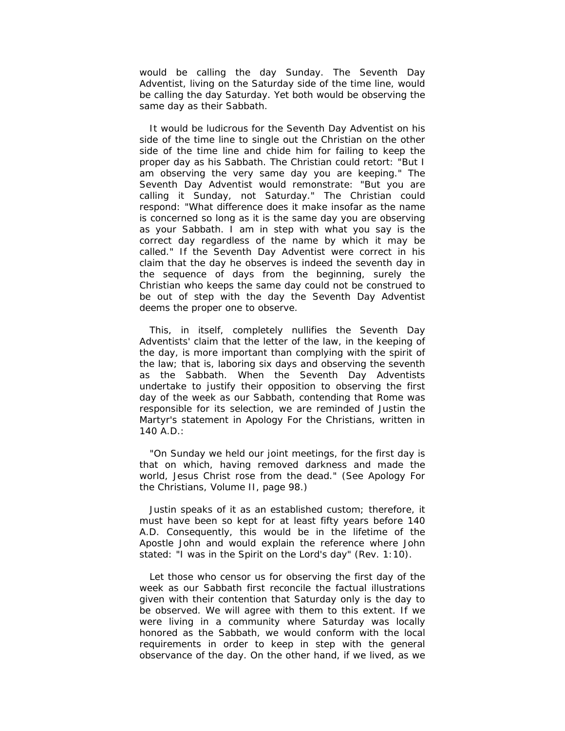would be calling the day Sunday. The Seventh Day Adventist, living on the Saturday side of the time line, would be calling the day Saturday. Yet both would be observing the same day as their Sabbath.

It would be ludicrous for the Seventh Day Adventist on his side of the time line to single out the Christian on the other side of the time line and chide him for failing to keep the proper day as his Sabbath. The Christian could retort: "But I am observing the very same day you are keeping." The Seventh Day Adventist would remonstrate: "But you are calling it Sunday, not Saturday." The Christian could respond: "What difference does it make insofar as the name is concerned so long as it is the same day you are observing as your Sabbath. I am in step with what you say is the correct day regardless of the name by which it may be called." If the Seventh Day Adventist were correct in his claim that the day he observes is indeed the seventh day in the sequence of days from the beginning, surely the Christian who keeps the same day could not be construed to be out of step with the day the Seventh Day Adventist deems the proper one to observe.

This, in itself, completely nullifies the Seventh Day Adventists' claim that the letter of the law, in the keeping of the day, is more important than complying with the spirit of the law; that is, laboring six days and observing the seventh as the Sabbath. When the Seventh Day Adventists undertake to justify their opposition to observing the first day of the week as our Sabbath, contending that Rome was responsible for its selection, we are reminded of Justin the Martyr's statement in Apology For the Christians, written in 140 A.D.:

"On Sunday we held our joint meetings, for the first day is that on which, having removed darkness and made the world, Jesus Christ rose from the dead." (See Apology For the Christians, Volume II, page 98.)

Justin speaks of it as an established custom; therefore, it must have been so kept for at least fifty years before 140 A.D. Consequently, this would be in the lifetime of the Apostle John and would explain the reference where John stated: "I was in the Spirit on the Lord's day" (Rev. 1:10).

Let those who censor us for observing the first day of the week as our Sabbath first reconcile the factual illustrations given with their contention that Saturday only is the day to be observed. We will agree with them to this extent. If we were living in a community where Saturday was locally honored as the Sabbath, we would conform with the local requirements in order to keep in step with the general observance of the day. On the other hand, if we lived, as we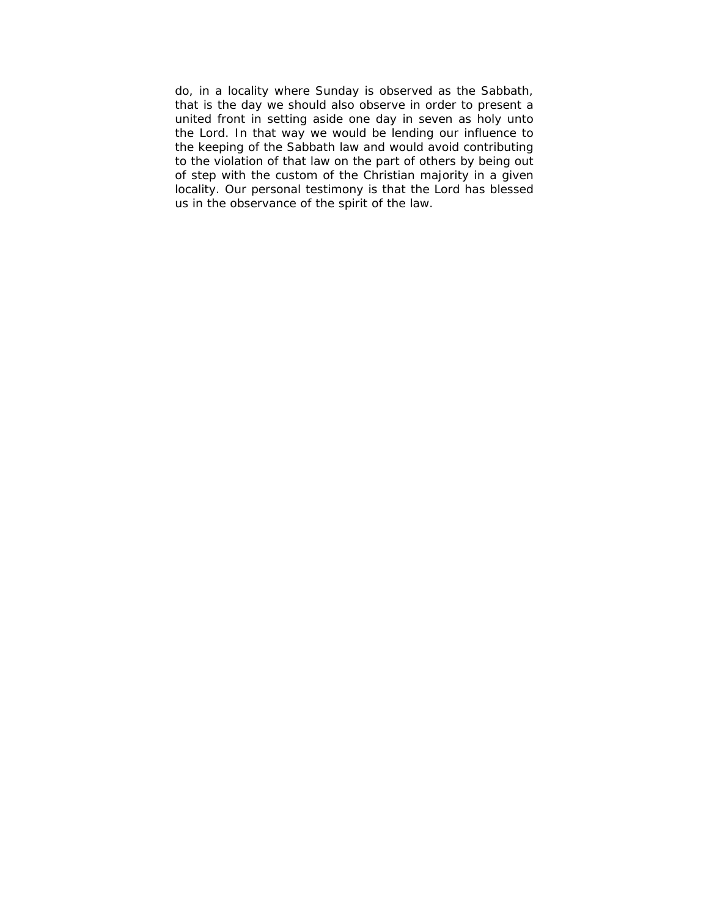do, in a locality where Sunday is observed as the Sabbath, that is the day we should also observe in order to present a united front in setting aside one day in seven as holy unto the Lord. In that way we would be lending our influence to the keeping of the Sabbath law and would avoid contributing to the violation of that law on the part of others by being out of step with the custom of the Christian majority in a given locality. Our personal testimony is that the Lord has blessed us in the observance of the spirit of the law.